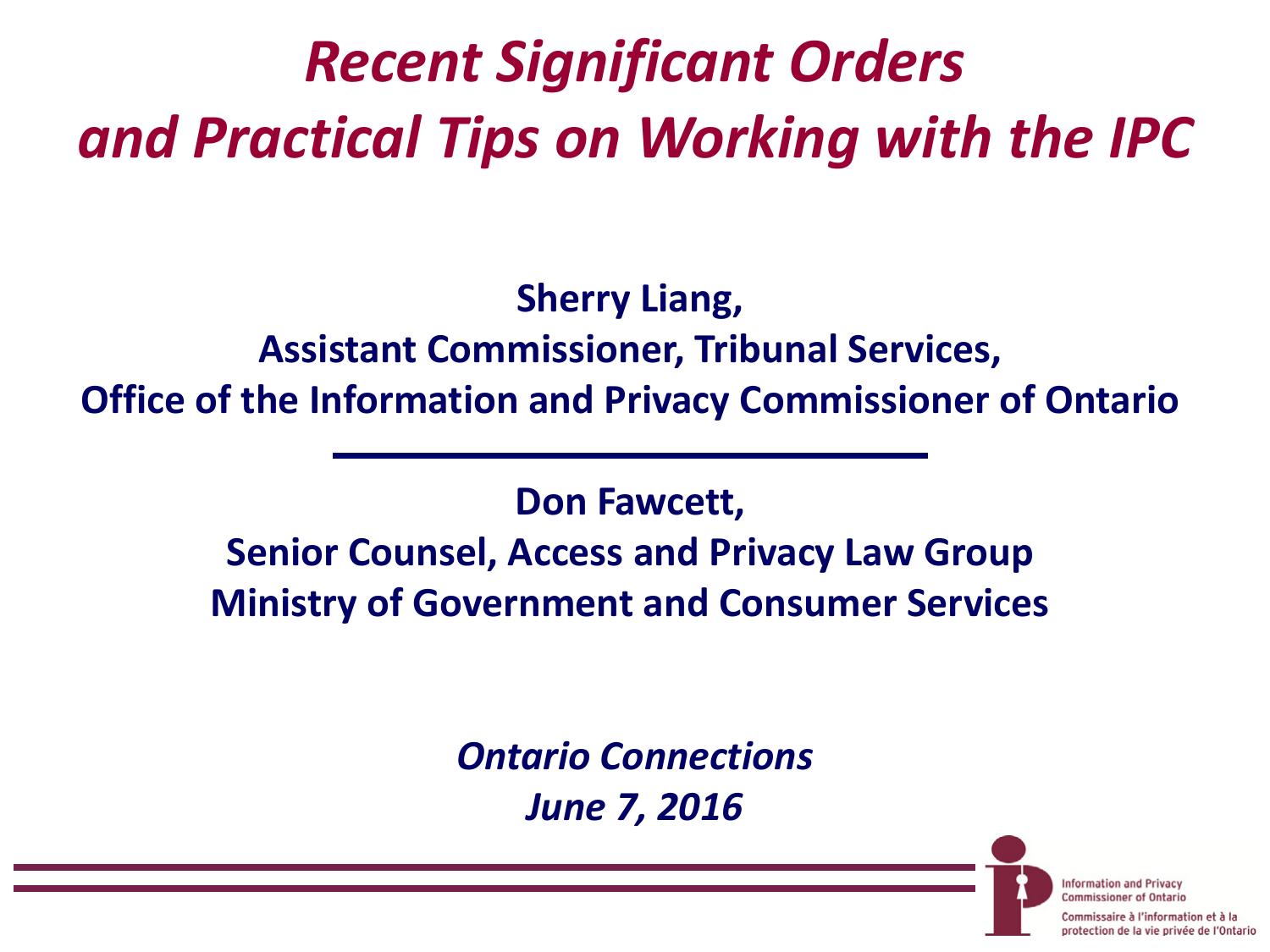# *Recent Significant Orders and Practical Tips on Working with the IPC*

**Sherry Liang,**
**Assistant Commissioner, Tribunal Services,**
**Office of the Information and Privacy Commissioner of Ontario**

---

**Don Fawcett,**
**Senior Counsel, Access and Privacy Law Group**
**Ministry of Government and Consumer Services**

***Ontario Connections***
***June 7, 2016***

Information and Privacy Commissioner of Ontario
Commissaire à l'information et à la protection de la vie privée de l'Ontario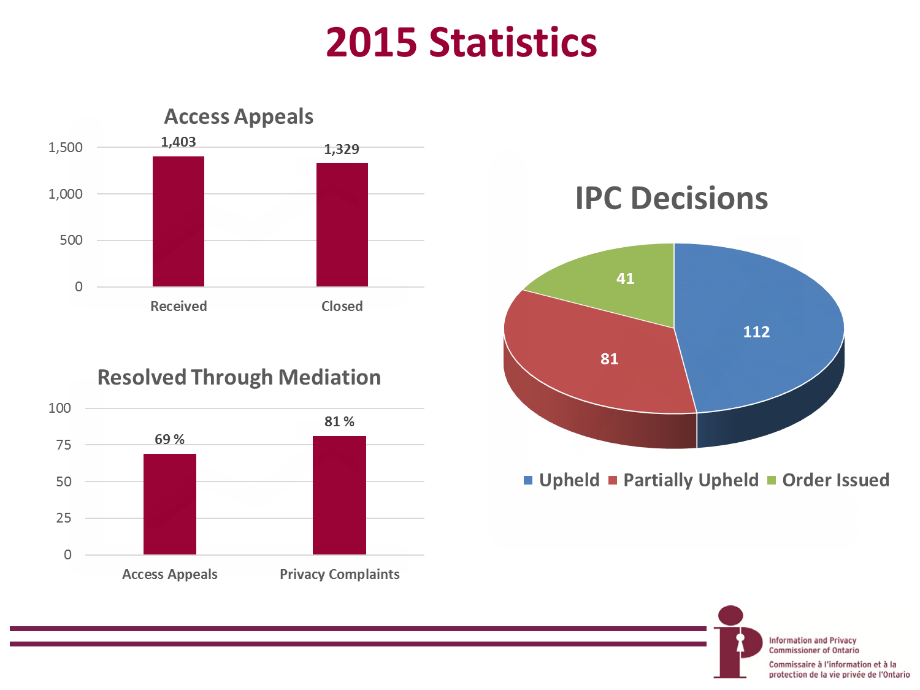# 2015 Statistics

## Access Appeals

| | Count |
|---|---|
| Received | 1,403 |
| Closed | 1,329 |

## Resolved Through Mediation

| | Percentage |
|---|---|
| Access Appeals | 69 % |
| Privacy Complaints | 81 % |

## IPC Decisions

| Decision | Count |
|---|---|
| Upheld | 112 |
| Partially Upheld | 81 |
| Order Issued | 41 |

Information and Privacy Commissioner of Ontario

Commissaire à l'information et à la protection de la vie privée de l'Ontario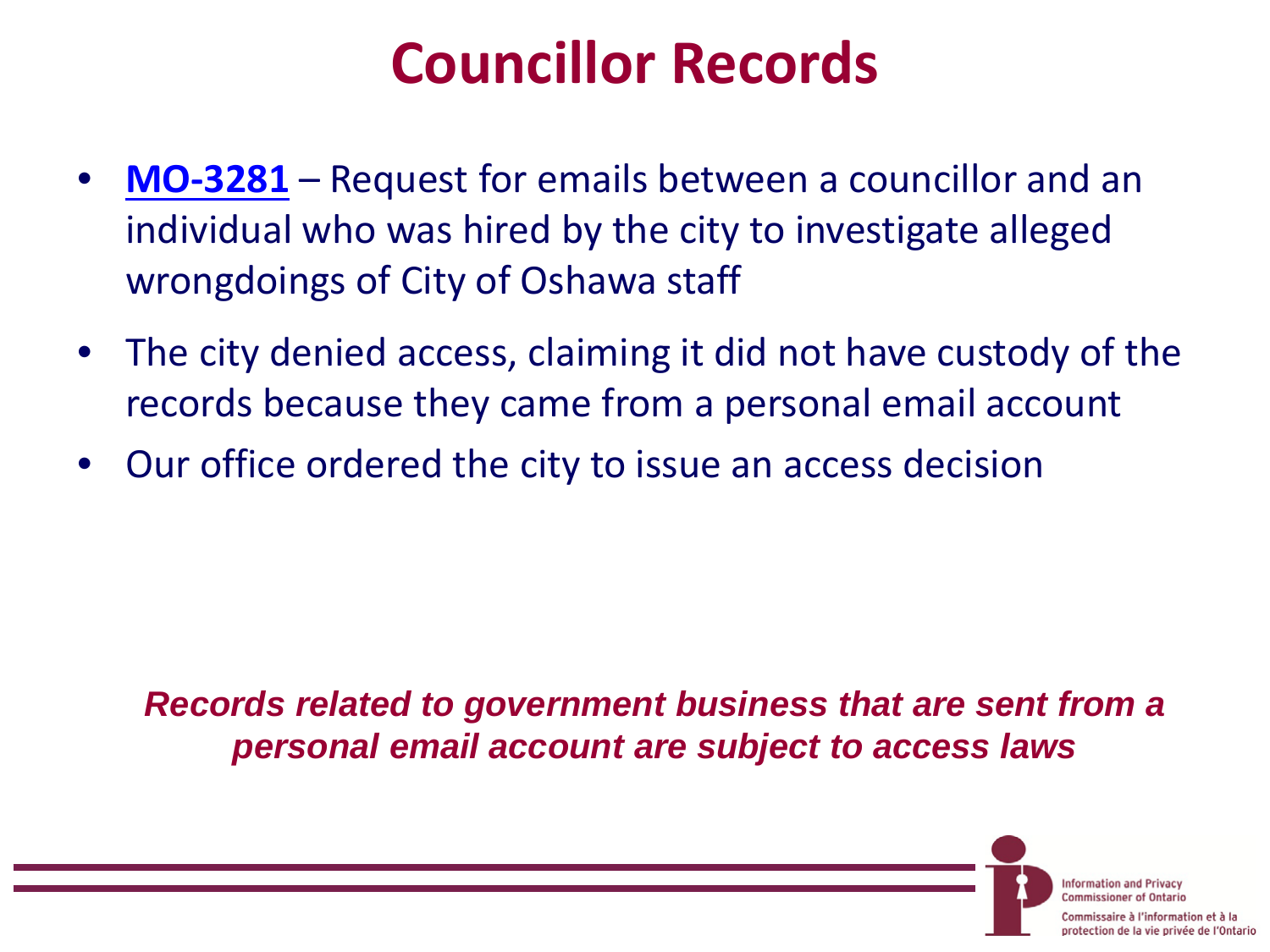# Councillor Records

- **MO-3281** – Request for emails between a councillor and an individual who was hired by the city to investigate alleged wrongdoings of City of Oshawa staff
- The city denied access, claiming it did not have custody of the records because they came from a personal email account
- Our office ordered the city to issue an access decision

***Records related to government business that are sent from a personal email account are subject to access laws***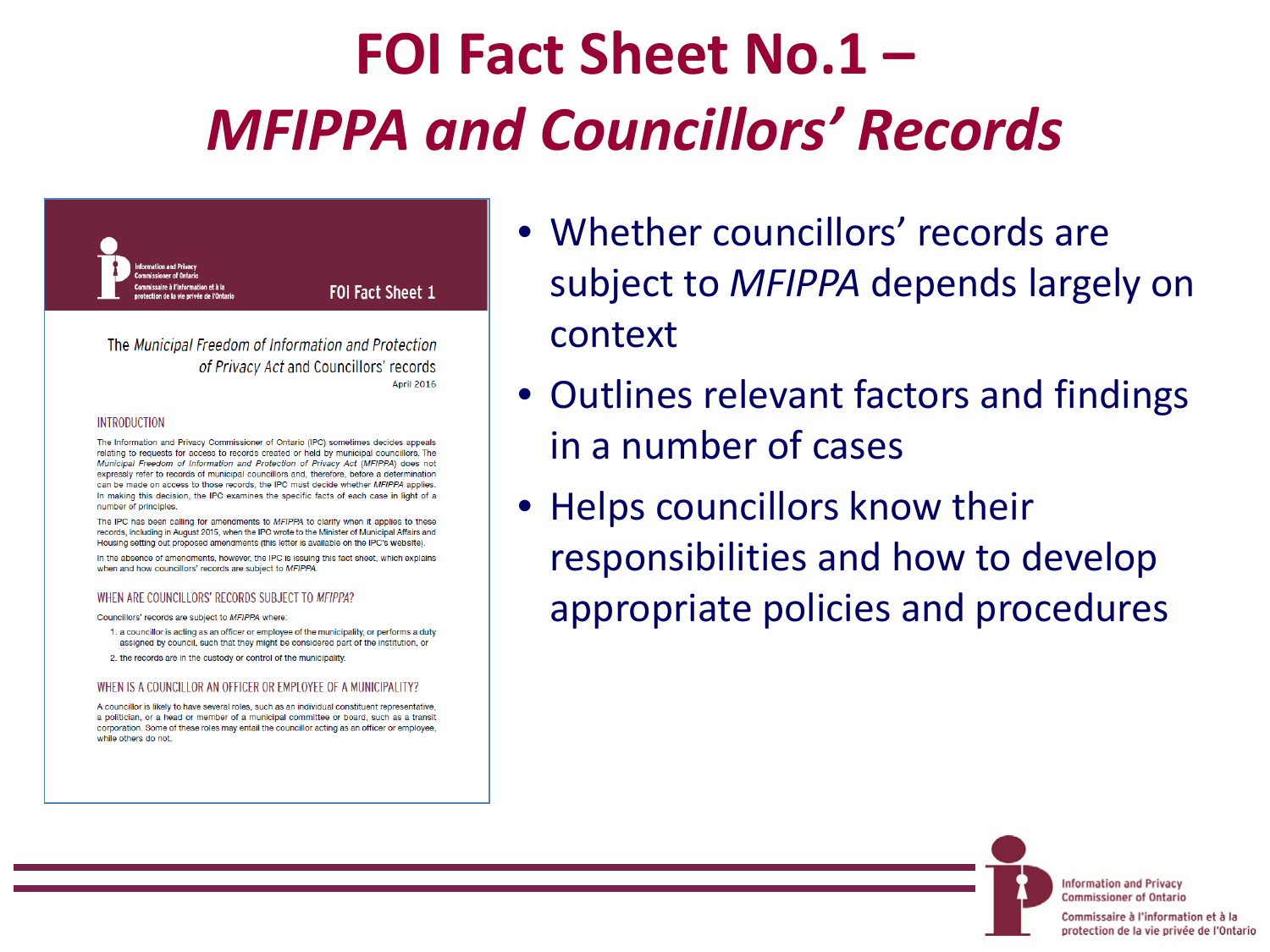# FOI Fact Sheet No.1 – *MFIPPA and Councillors' Records*

Information and Privacy Commissioner of Ontario
Commissaire à l'information et à la protection de la vie privée de l'Ontario

FOI Fact Sheet 1

The *Municipal Freedom of Information and Protection of Privacy Act* and Councillors' records

April 2016

INTRODUCTION

The Information and Privacy Commissioner of Ontario (IPC) sometimes decides appeals relating to requests for access to records created or held by municipal councillors. The *Municipal Freedom of Information and Protection of Privacy Act* (*MFIPPA*) does not expressly refer to records of municipal councillors and, therefore, before a determination can be made on access to those records, the IPC must decide whether *MFIPPA* applies. In making this decision, the IPC examines the specific facts of each case in light of a number of principles.

The IPC has been calling for amendments to *MFIPPA* to clarify when it applies to these records, including in August 2015, when the IPC wrote to the Minister of Municipal Affairs and Housing setting out proposed amendments (this letter is available on the IPC's website).

In the absence of amendments, however, the IPC is issuing this fact sheet, which explains when and how councillors' records are subject to *MFIPPA*.

WHEN ARE COUNCILLORS' RECORDS SUBJECT TO *MFIPPA*?

Councillors' records are subject to *MFIPPA* where:

1. a councillor is acting as an officer or employee of the municipality, or performs a duty assigned by council, such that they might be considered part of the institution, or
2. the records are in the custody or control of the municipality.

WHEN IS A COUNCILLOR AN OFFICER OR EMPLOYEE OF A MUNICIPALITY?

A councillor is likely to have several roles, such as an individual constituent representative, a politician, or a head or member of a municipal committee or board, such as a transit corporation. Some of these roles may entail the councillor acting as an officer or employee, while others do not.

- Whether councillors' records are subject to *MFIPPA* depends largely on context
- Outlines relevant factors and findings in a number of cases
- Helps councillors know their responsibilities and how to develop appropriate policies and procedures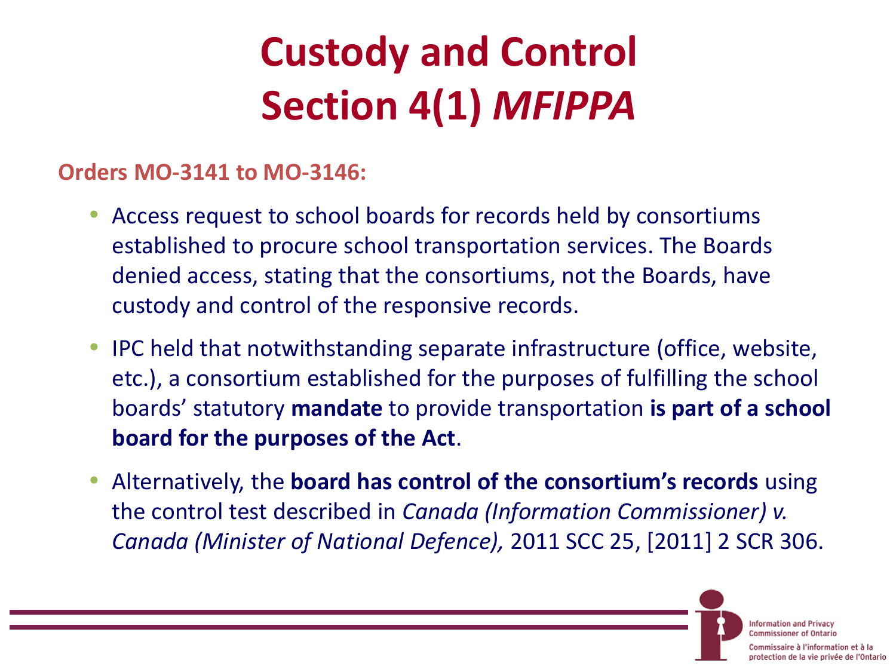# Custody and Control Section 4(1) *MFIPPA*

**Orders MO-3141 to MO-3146:**

- Access request to school boards for records held by consortiums established to procure school transportation services. The Boards denied access, stating that the consortiums, not the Boards, have custody and control of the responsive records.
- IPC held that notwithstanding separate infrastructure (office, website, etc.), a consortium established for the purposes of fulfilling the school boards' statutory **mandate** to provide transportation **is part of a school board for the purposes of the Act**.
- Alternatively, the **board has control of the consortium's records** using the control test described in *Canada (Information Commissioner) v. Canada (Minister of National Defence),* 2011 SCC 25, [2011] 2 SCR 306.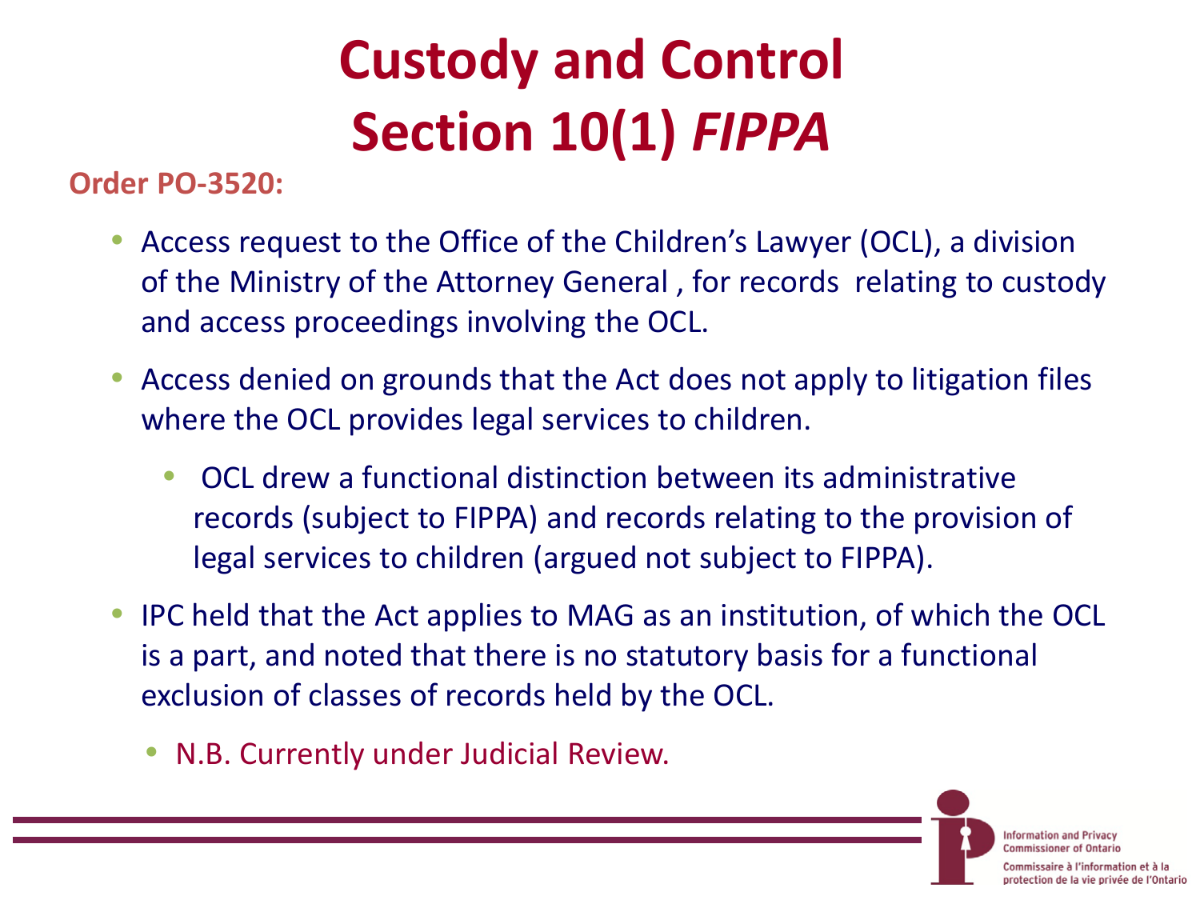# Custody and Control
# Section 10(1) *FIPPA*

**Order PO-3520:**

- Access request to the Office of the Children's Lawyer (OCL), a division of the Ministry of the Attorney General , for records relating to custody and access proceedings involving the OCL.
- Access denied on grounds that the Act does not apply to litigation files where the OCL provides legal services to children.
  - OCL drew a functional distinction between its administrative records (subject to FIPPA) and records relating to the provision of legal services to children (argued not subject to FIPPA).
- IPC held that the Act applies to MAG as an institution, of which the OCL is a part, and noted that there is no statutory basis for a functional exclusion of classes of records held by the OCL.
  - N.B. Currently under Judicial Review.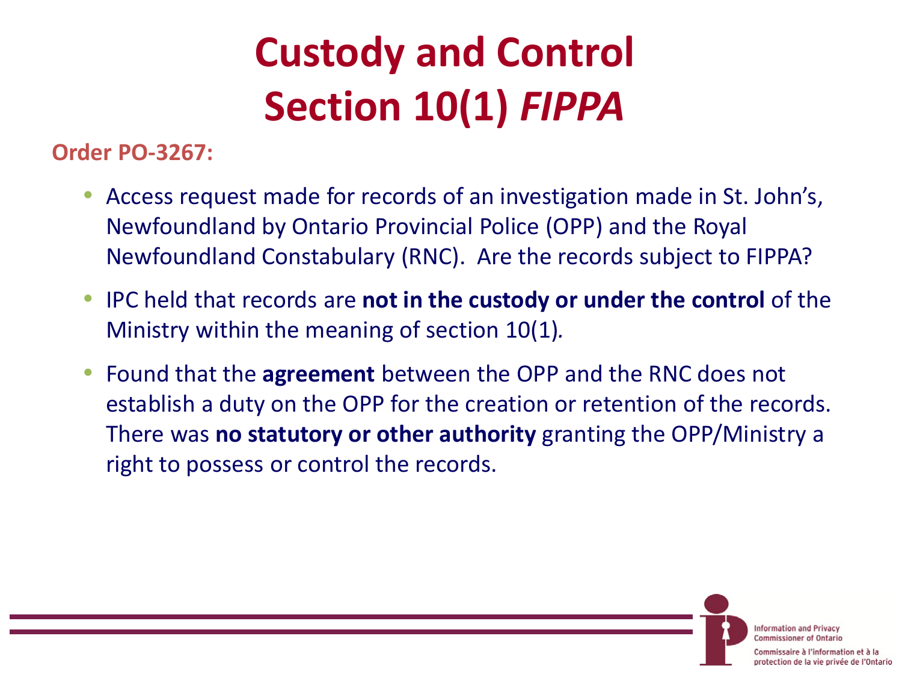# Custody and Control
# Section 10(1) *FIPPA*

**Order PO-3267:**

- Access request made for records of an investigation made in St. John's, Newfoundland by Ontario Provincial Police (OPP) and the Royal Newfoundland Constabulary (RNC). Are the records subject to FIPPA?
- IPC held that records are **not in the custody or under the control** of the Ministry within the meaning of section 10(1).
- Found that the **agreement** between the OPP and the RNC does not establish a duty on the OPP for the creation or retention of the records. There was **no statutory or other authority** granting the OPP/Ministry a right to possess or control the records.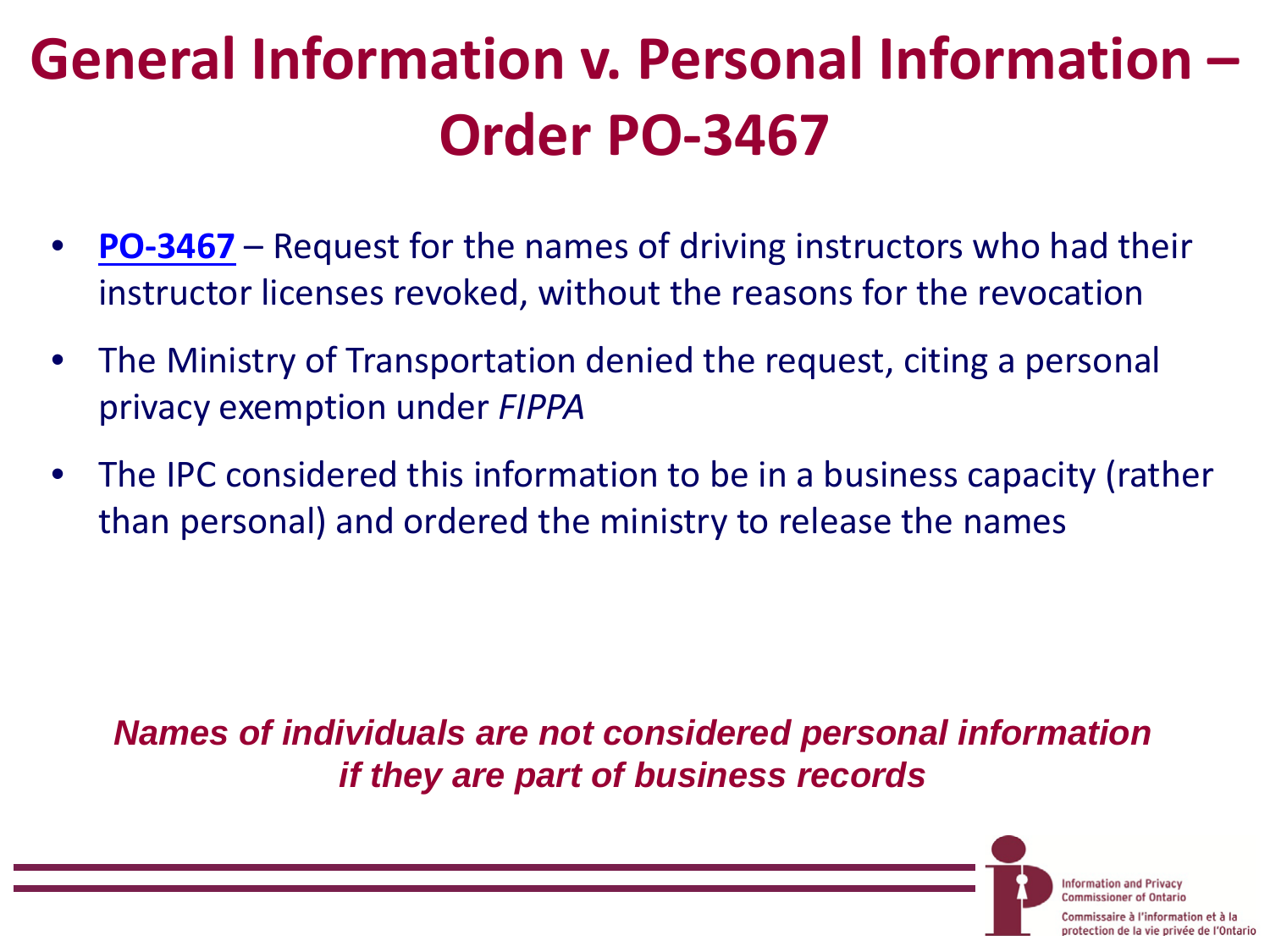# General Information v. Personal Information – Order PO-3467

- **PO-3467** – Request for the names of driving instructors who had their instructor licenses revoked, without the reasons for the revocation
- The Ministry of Transportation denied the request, citing a personal privacy exemption under *FIPPA*
- The IPC considered this information to be in a business capacity (rather than personal) and ordered the ministry to release the names

***Names of individuals are not considered personal information if they are part of business records***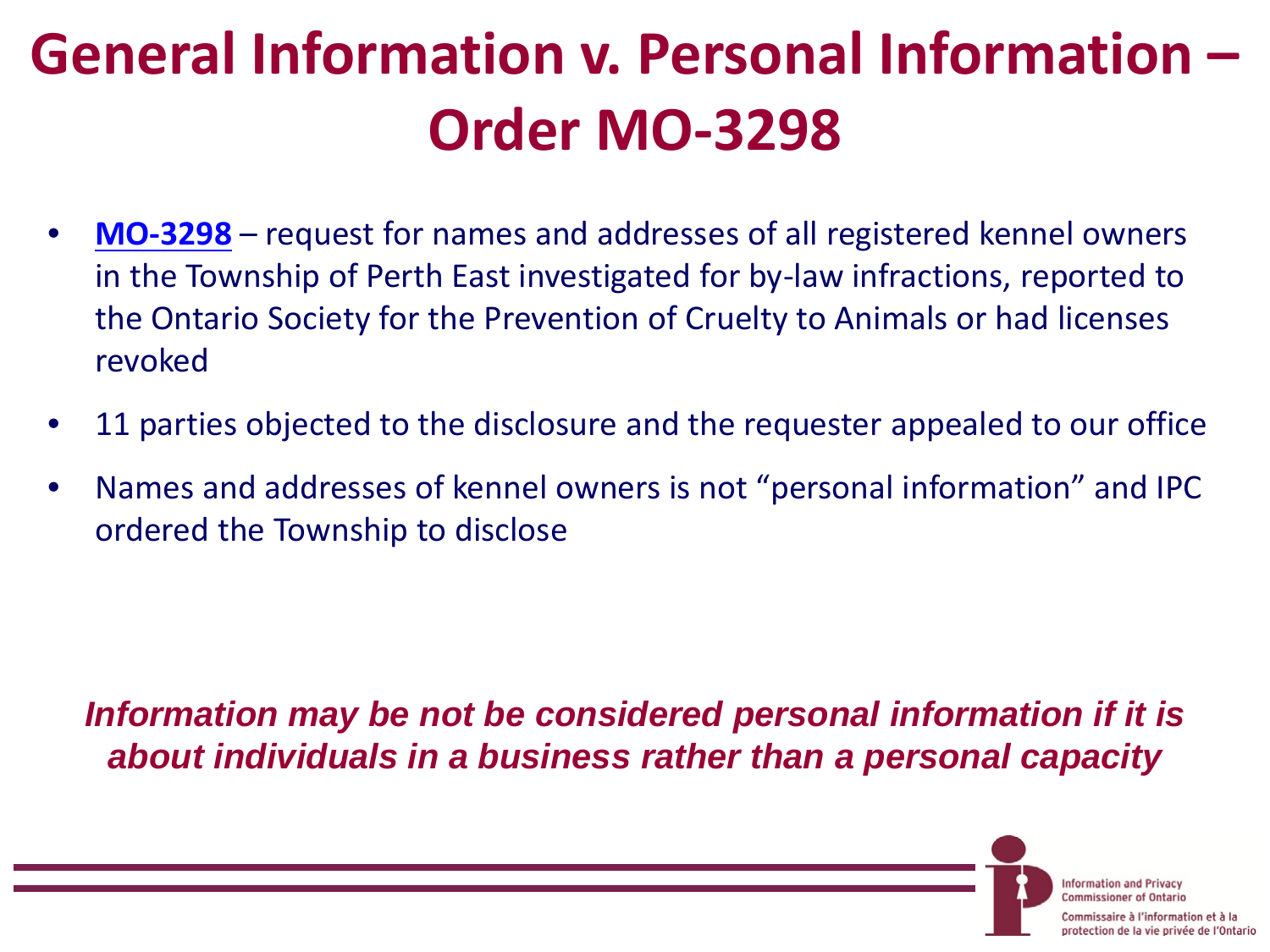# General Information v. Personal Information – Order MO-3298

- **MO-3298** – request for names and addresses of all registered kennel owners in the Township of Perth East investigated for by-law infractions, reported to the Ontario Society for the Prevention of Cruelty to Animals or had licenses revoked
- 11 parties objected to the disclosure and the requester appealed to our office
- Names and addresses of kennel owners is not "personal information" and IPC ordered the Township to disclose

***Information may be not be considered personal information if it is about individuals in a business rather than a personal capacity***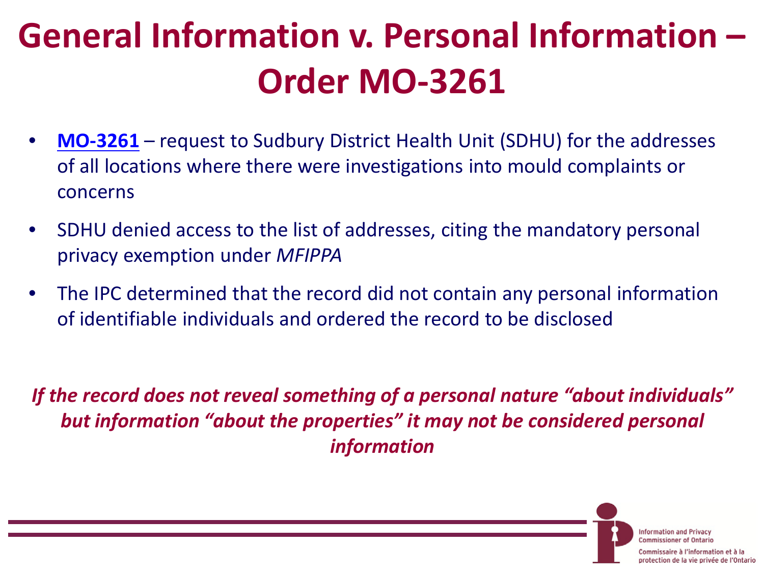# General Information v. Personal Information – Order MO-3261

- **MO-3261** – request to Sudbury District Health Unit (SDHU) for the addresses of all locations where there were investigations into mould complaints or concerns
- SDHU denied access to the list of addresses, citing the mandatory personal privacy exemption under *MFIPPA*
- The IPC determined that the record did not contain any personal information of identifiable individuals and ordered the record to be disclosed

***If the record does not reveal something of a personal nature "about individuals" but information "about the properties" it may not be considered personal information***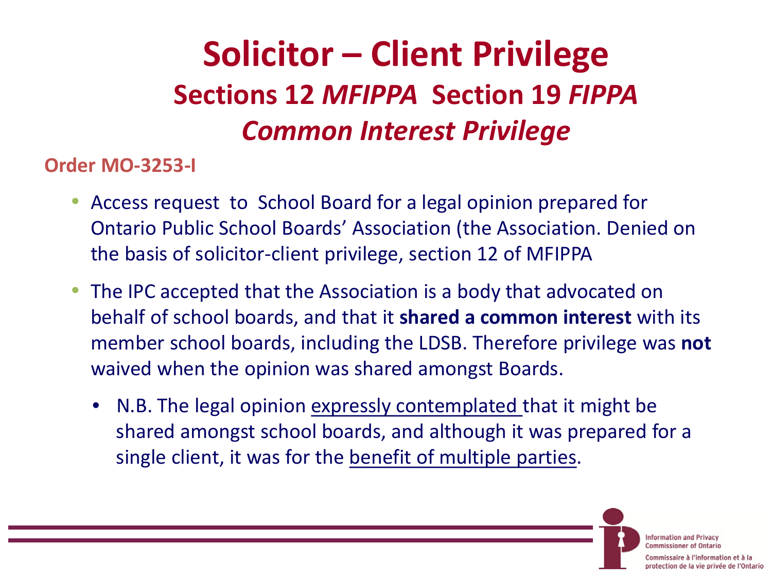# Solicitor – Client Privilege

## Sections 12 *MFIPPA* Section 19 *FIPPA*

## *Common Interest Privilege*

**Order MO-3253-I**

- Access request to School Board for a legal opinion prepared for Ontario Public School Boards' Association (the Association. Denied on the basis of solicitor-client privilege, section 12 of MFIPPA
- The IPC accepted that the Association is a body that advocated on behalf of school boards, and that it **shared a common interest** with its member school boards, including the LDSB. Therefore privilege was **not** waived when the opinion was shared amongst Boards.
  - N.B. The legal opinion <u>expressly contemplated</u> that it might be shared amongst school boards, and although it was prepared for a single client, it was for the <u>benefit of multiple parties</u>.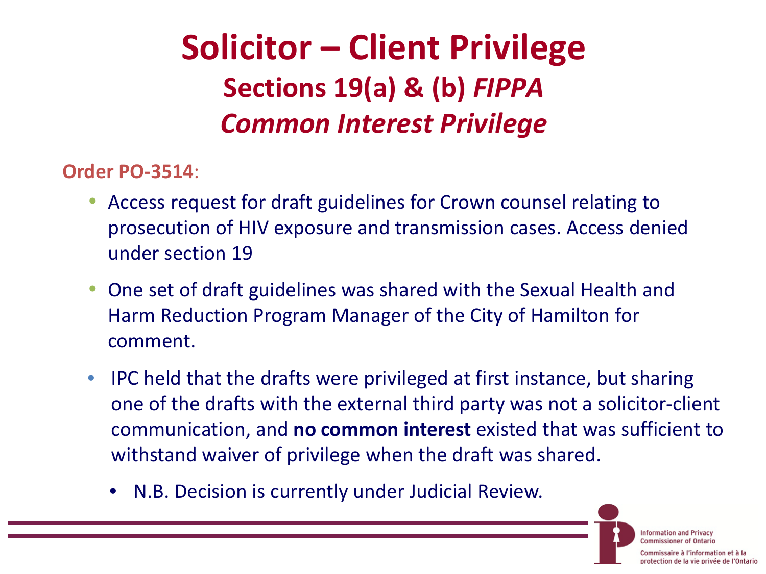# Solicitor – Client Privilege

## Sections 19(a) & (b) *FIPPA*

## *Common Interest Privilege*

**Order PO-3514**:

- Access request for draft guidelines for Crown counsel relating to prosecution of HIV exposure and transmission cases. Access denied under section 19
- One set of draft guidelines was shared with the Sexual Health and Harm Reduction Program Manager of the City of Hamilton for comment.
- IPC held that the drafts were privileged at first instance, but sharing one of the drafts with the external third party was not a solicitor-client communication, and **no common interest** existed that was sufficient to withstand waiver of privilege when the draft was shared.
  - N.B. Decision is currently under Judicial Review.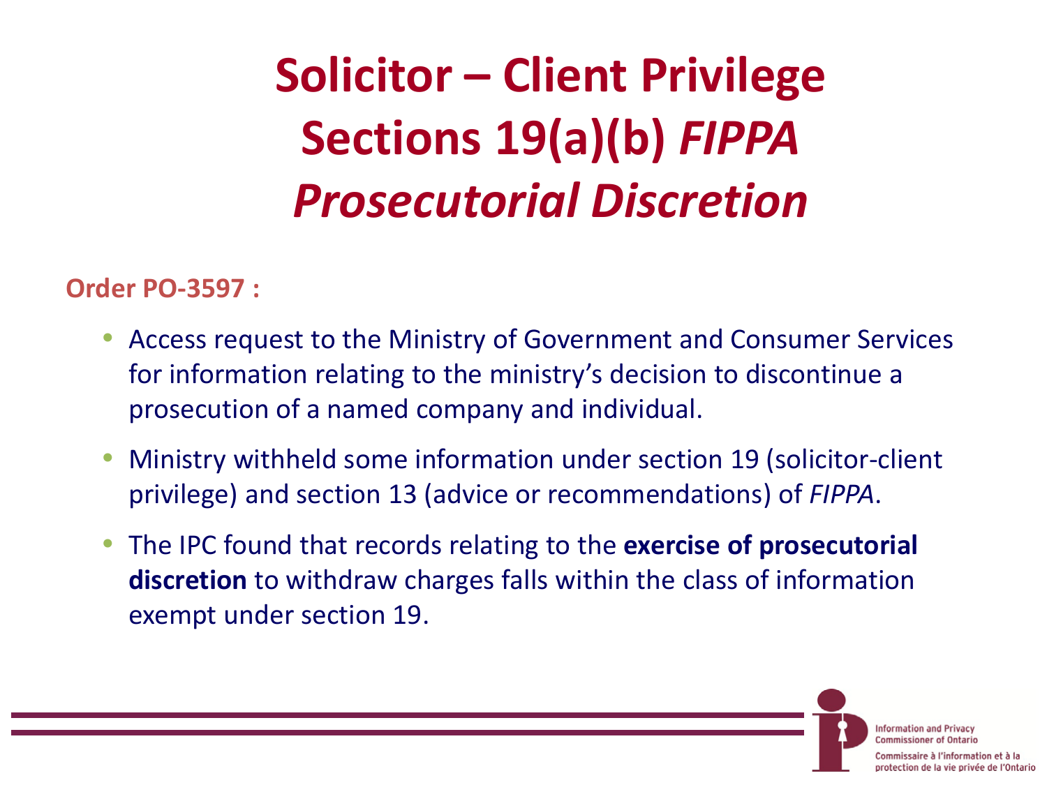# Solicitor – Client Privilege Sections 19(a)(b) *FIPPA* *Prosecutorial Discretion*

**Order PO-3597 :**

- Access request to the Ministry of Government and Consumer Services for information relating to the ministry's decision to discontinue a prosecution of a named company and individual.
- Ministry withheld some information under section 19 (solicitor-client privilege) and section 13 (advice or recommendations) of *FIPPA*.
- The IPC found that records relating to the **exercise of prosecutorial discretion** to withdraw charges falls within the class of information exempt under section 19.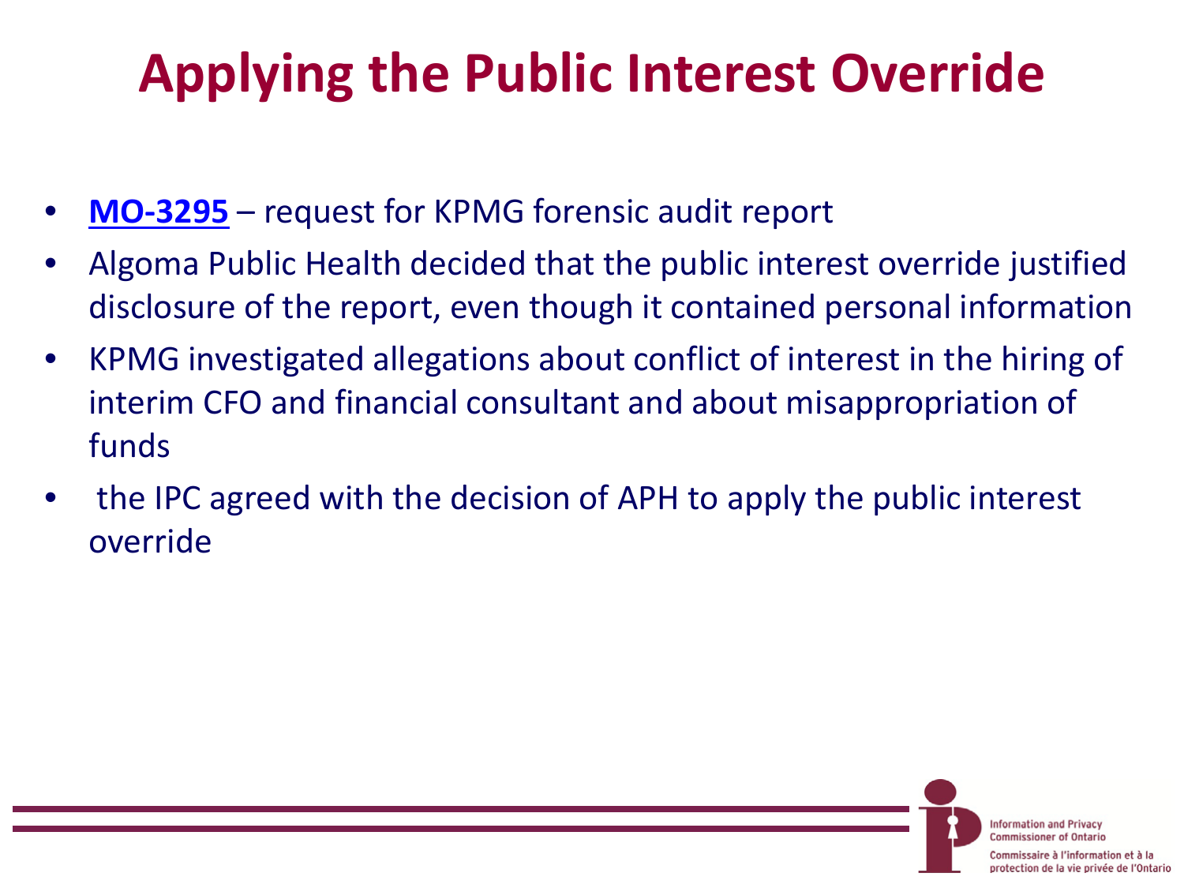# Applying the Public Interest Override

- **MO-3295** – request for KPMG forensic audit report
- Algoma Public Health decided that the public interest override justified disclosure of the report, even though it contained personal information
- KPMG investigated allegations about conflict of interest in the hiring of interim CFO and financial consultant and about misappropriation of funds
- the IPC agreed with the decision of APH to apply the public interest override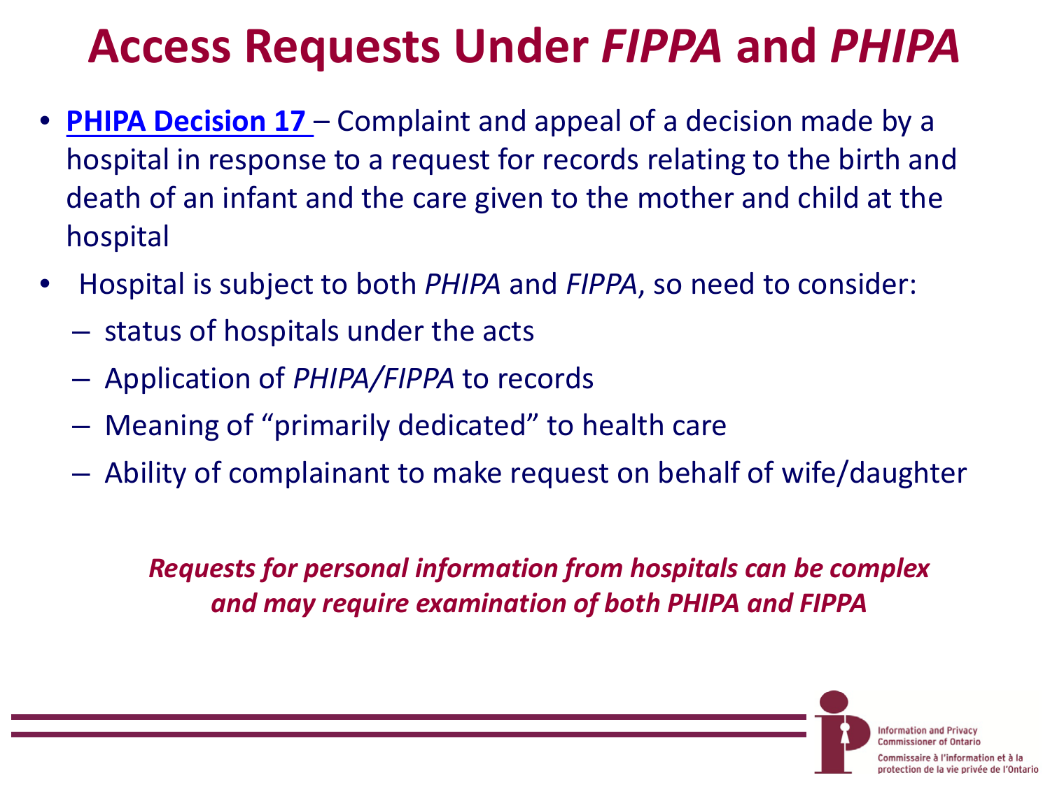# Access Requests Under *FIPPA* and *PHIPA*

- **PHIPA Decision 17** – Complaint and appeal of a decision made by a hospital in response to a request for records relating to the birth and death of an infant and the care given to the mother and child at the hospital
- Hospital is subject to both *PHIPA* and *FIPPA*, so need to consider:
  - status of hospitals under the acts
  - Application of *PHIPA/FIPPA* to records
  - Meaning of "primarily dedicated" to health care
  - Ability of complainant to make request on behalf of wife/daughter

***Requests for personal information from hospitals can be complex and may require examination of both PHIPA and FIPPA***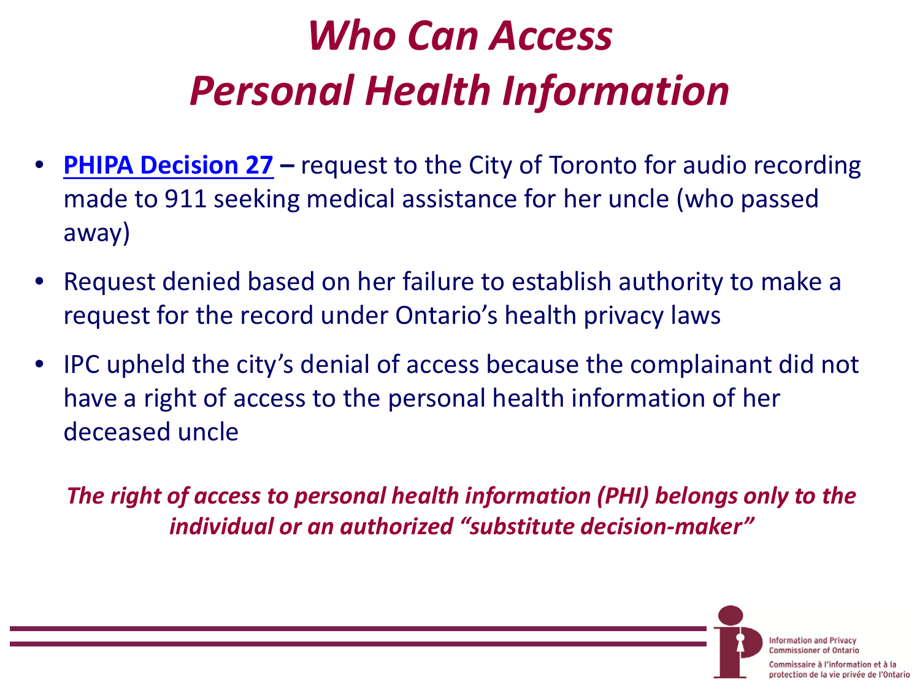# *Who Can Access Personal Health Information*

- **PHIPA Decision 27 –** request to the City of Toronto for audio recording made to 911 seeking medical assistance for her uncle (who passed away)
- Request denied based on her failure to establish authority to make a request for the record under Ontario's health privacy laws
- IPC upheld the city's denial of access because the complainant did not have a right of access to the personal health information of her deceased uncle

***The right of access to personal health information (PHI) belongs only to the individual or an authorized "substitute decision-maker"***

Information and Privacy Commissioner of Ontario

Commissaire à l'information et à la protection de la vie privée de l'Ontario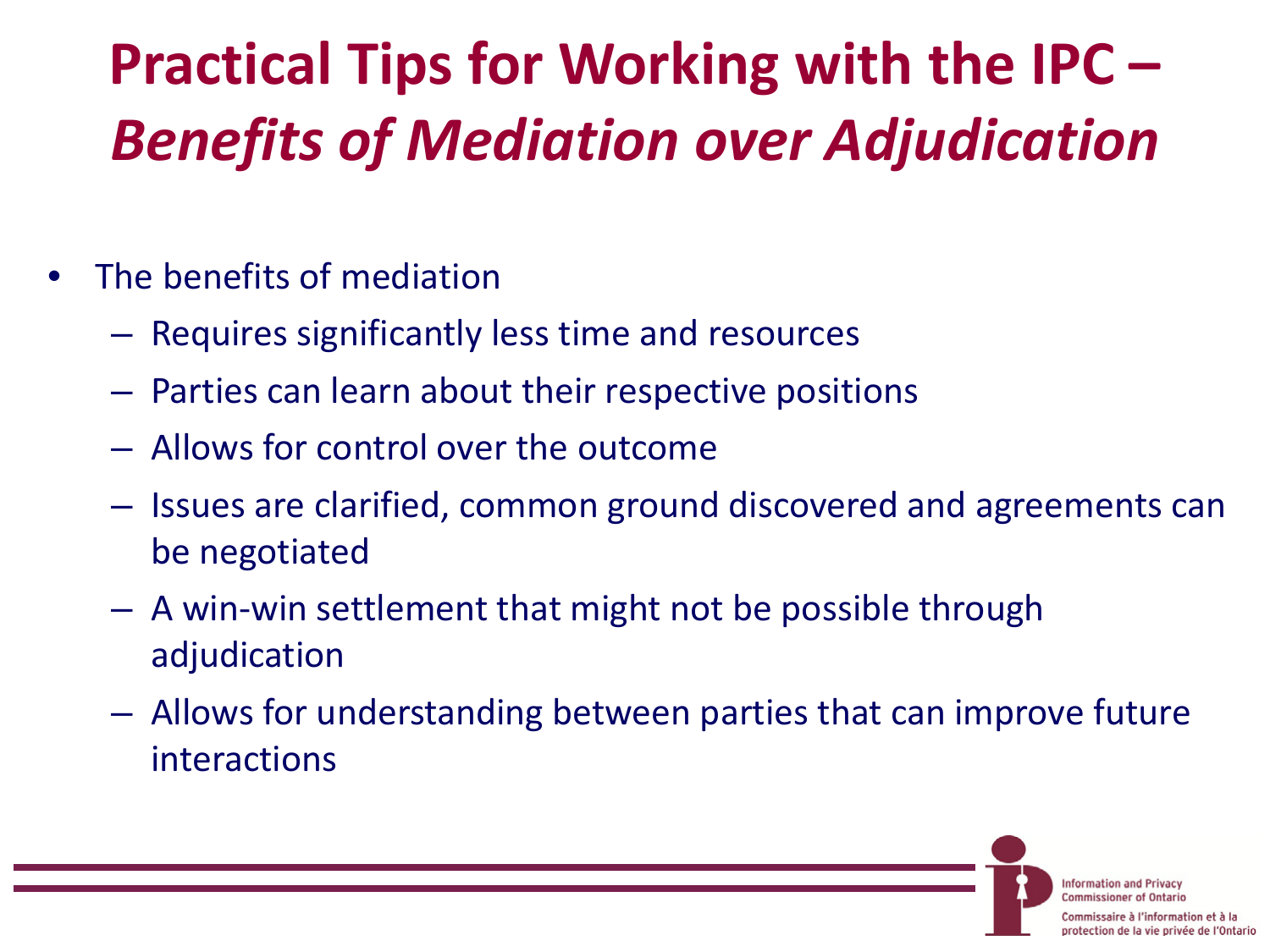# Practical Tips for Working with the IPC – *Benefits of Mediation over Adjudication*

- The benefits of mediation
  - Requires significantly less time and resources
  - Parties can learn about their respective positions
  - Allows for control over the outcome
  - Issues are clarified, common ground discovered and agreements can be negotiated
  - A win-win settlement that might not be possible through adjudication
  - Allows for understanding between parties that can improve future interactions

Information and Privacy Commissioner of Ontario

Commissaire à l'information et à la protection de la vie privée de l'Ontario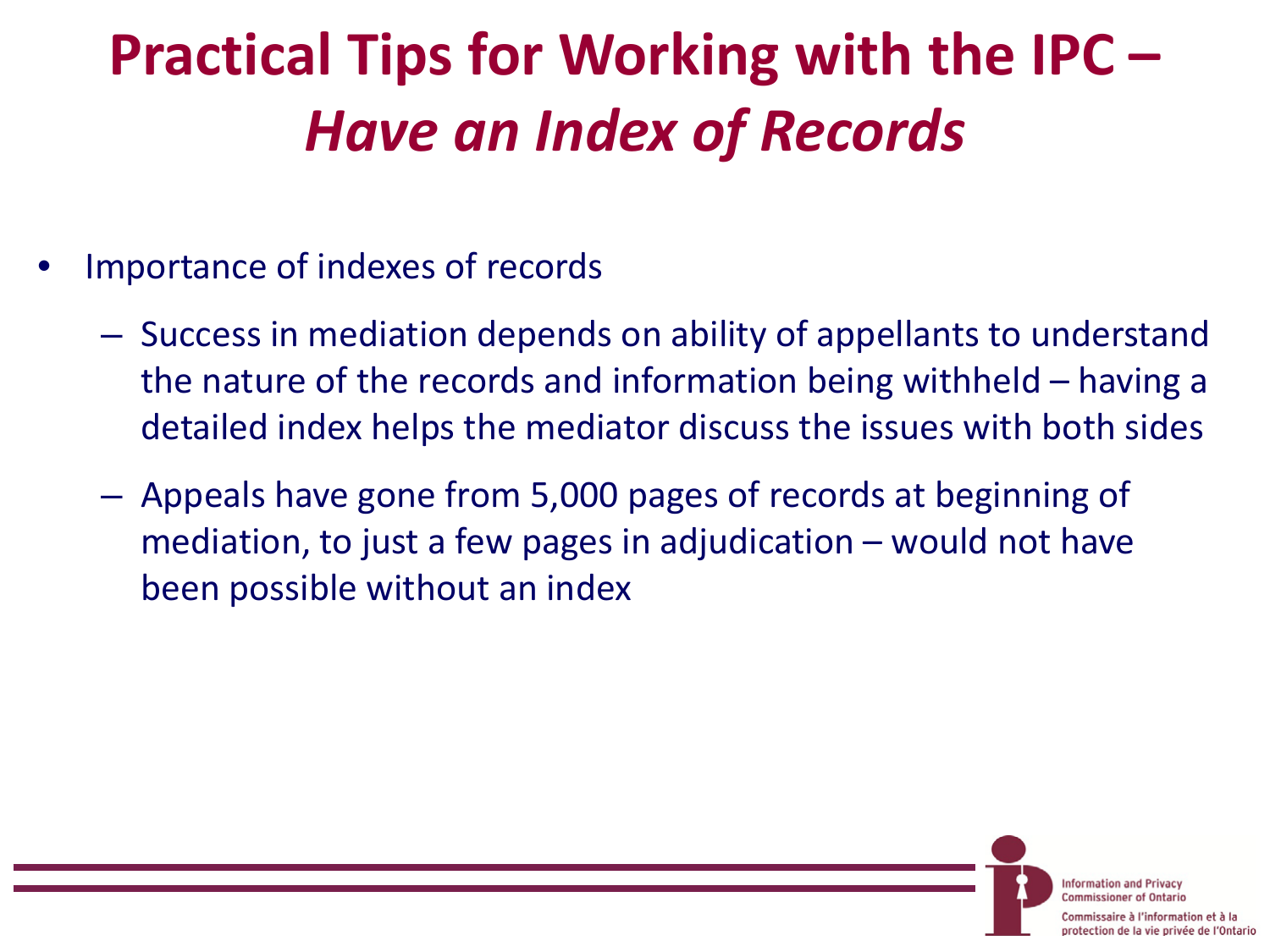# Practical Tips for Working with the IPC – *Have an Index of Records*

- Importance of indexes of records
  - Success in mediation depends on ability of appellants to understand the nature of the records and information being withheld – having a detailed index helps the mediator discuss the issues with both sides
  - Appeals have gone from 5,000 pages of records at beginning of mediation, to just a few pages in adjudication – would not have been possible without an index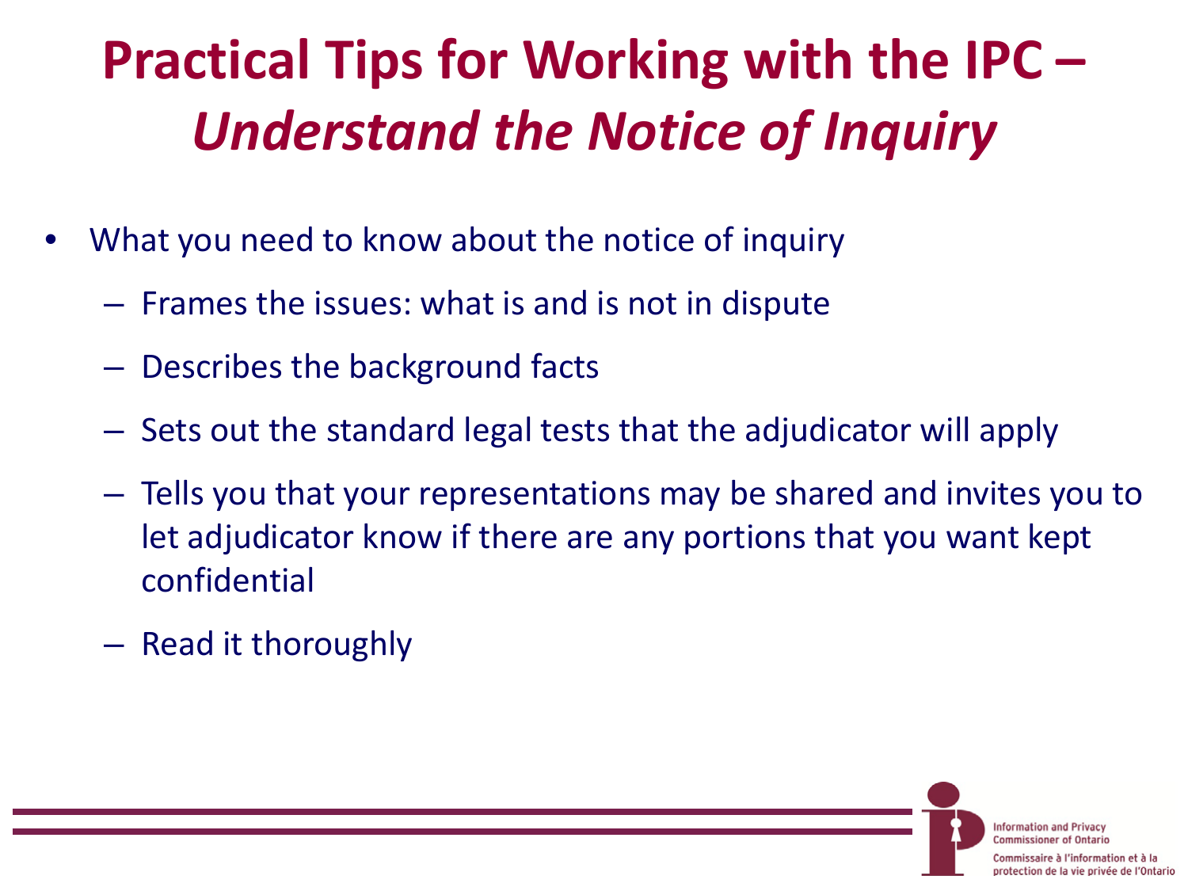# Practical Tips for Working with the IPC – *Understand the Notice of Inquiry*

- What you need to know about the notice of inquiry
  - Frames the issues: what is and is not in dispute
  - Describes the background facts
  - Sets out the standard legal tests that the adjudicator will apply
  - Tells you that your representations may be shared and invites you to let adjudicator know if there are any portions that you want kept confidential
  - Read it thoroughly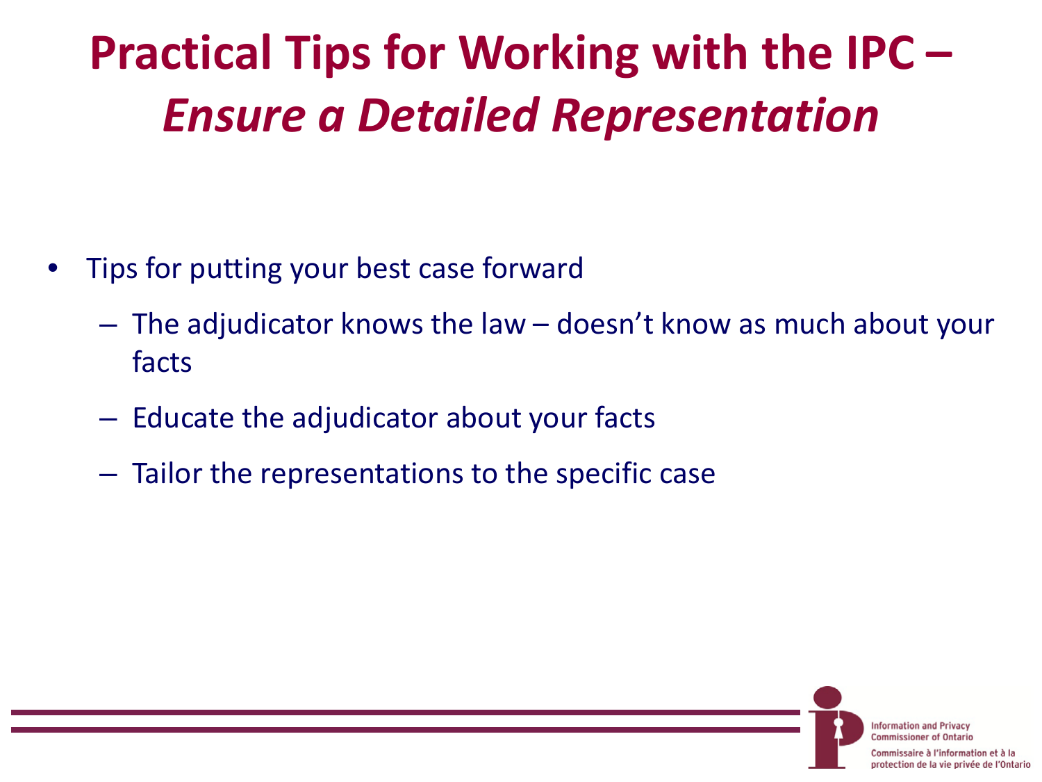# Practical Tips for Working with the IPC – *Ensure a Detailed Representation*

- Tips for putting your best case forward
  - The adjudicator knows the law – doesn't know as much about your facts
  - Educate the adjudicator about your facts
  - Tailor the representations to the specific case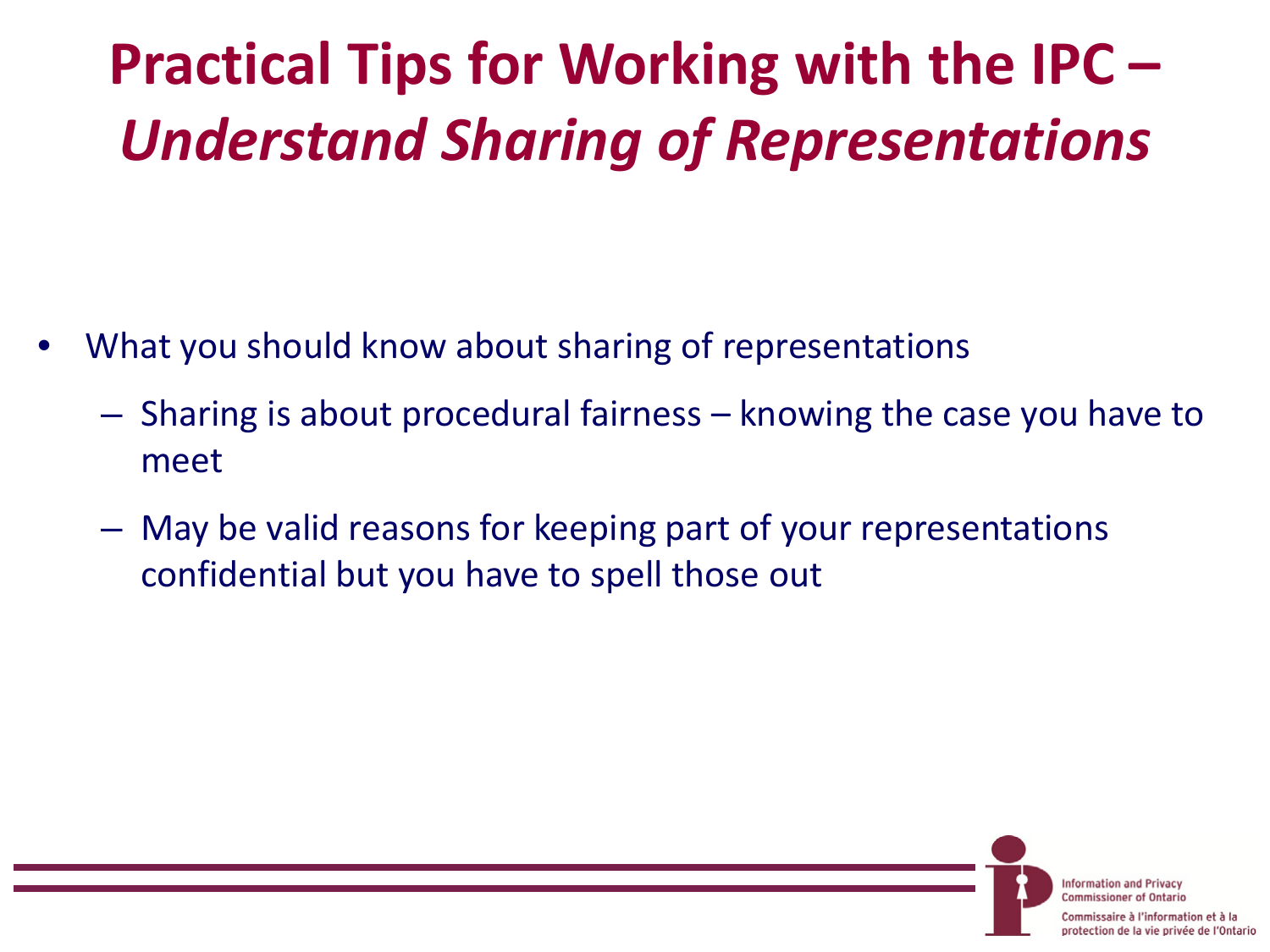# Practical Tips for Working with the IPC – *Understand Sharing of Representations*

- What you should know about sharing of representations
  - Sharing is about procedural fairness – knowing the case you have to meet
  - May be valid reasons for keeping part of your representations confidential but you have to spell those out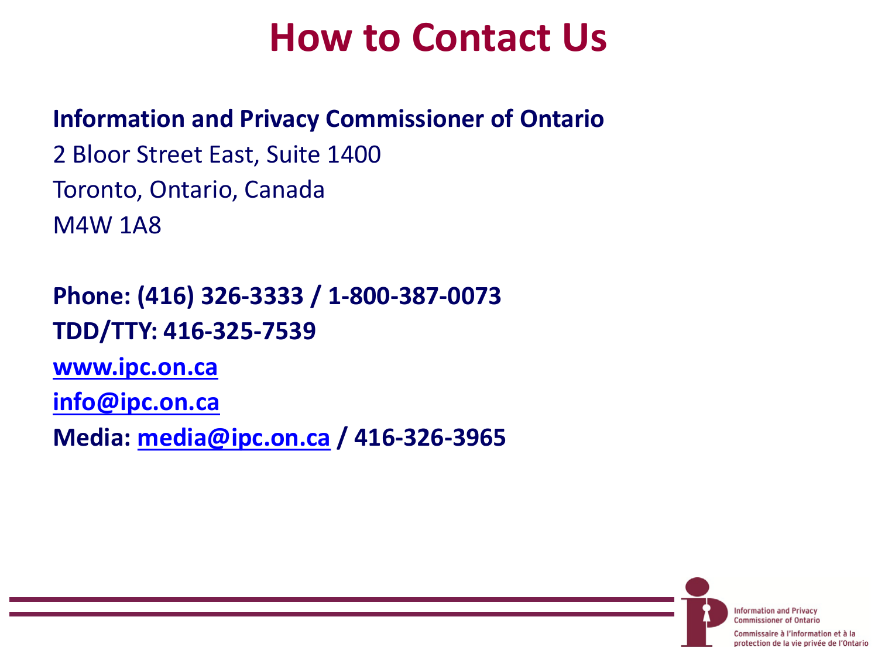# How to Contact Us

**Information and Privacy Commissioner of Ontario**

2 Bloor Street East, Suite 1400
Toronto, Ontario, Canada
M4W 1A8

**Phone: (416) 326-3333 / 1-800-387-0073**
**TDD/TTY: 416-325-7539**
**www.ipc.on.ca**
**info@ipc.on.ca**
**Media: media@ipc.on.ca / 416-326-3965**

Information and Privacy Commissioner of Ontario
Commissaire à l'information et à la protection de la vie privée de l'Ontario